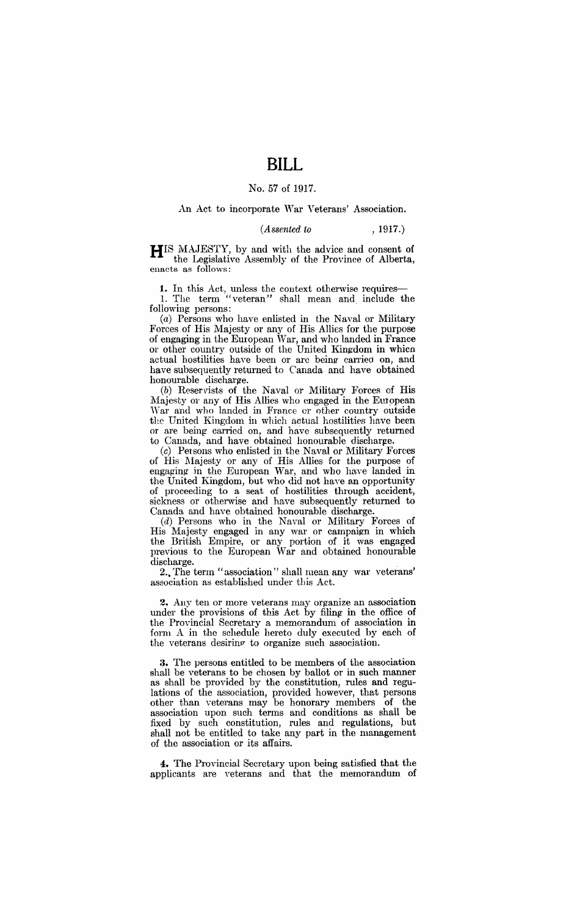# BILL

## No. 57 of 1917.

An Act to incorporate War Veterans' Association.

*(Assented to , 1917.)*

HIS MAJESTY, by and with the advice and consent of the Legislative Assembly of the Province of Alberta, enacts as follows:

**1.** In this Act, unless the context otherwise requires—

1. The term "veteran" shall mean and include the following persons:

(*a*) Persons who have enlisted in the Naval or Military Forces of His Majesty or any of His Allies for the purpose of engaging in the European War, and who landed in France or other country outside of the United Kingdom in which actual hostilities have been or are being carried on, and have subsequently returned to Canada and have obtained honourable discharge.

(*b*) Reservists of the Naval or Military Forces of His Majesty or any of His Allies who engaged in the European War and who landed in France or other country outside the United Kingdom in which actual hostilities have been or are being carried on, and have subsequently returned to Canada, and have obtained honourable discharge.

(*c*) Persons who enlisted in the Naval or Military Forces of His Majesty or any of His Allies for the purpose of engaging in the European War, and who have landed in the United Kingdom, but who did not have an opportunity of proceeding to a seat of hostilities through accident, sickness or otherwise and have subsequently returned to Canada and have obtained honourable discharge.

(*d*) Persons who in the Naval or Military Forces of His Majesty engaged in any war or campaign in which the British Empire, or any portion of it was engaged previous to the European War and obtained honourable discharge.

2. The term "association" shall mean any war veterans' association as established under this Act.

**2.** Any ten or more veterans may organize an association under the provisions of this Act by filing in the office of the Provincial Secretary a memorandum of association in form A in the schedule hereto duly executed by each of the veterans desiring to organize such association.

**3.** The persons entitled to be members of the association shall be veterans to be chosen by ballot or in such manner as shall be provided by the constitution, rules and regulations of the association, provided however, that persons other than veterans may be honorary members of the association upon such terms and conditions as shall be fixed by such constitution, rules and regulations, but shall not be entitled to take any part in the management of the association or its affairs.

**4.** The Provincial Secretary upon being satisfied that the applicants are veterans and that the memorandum of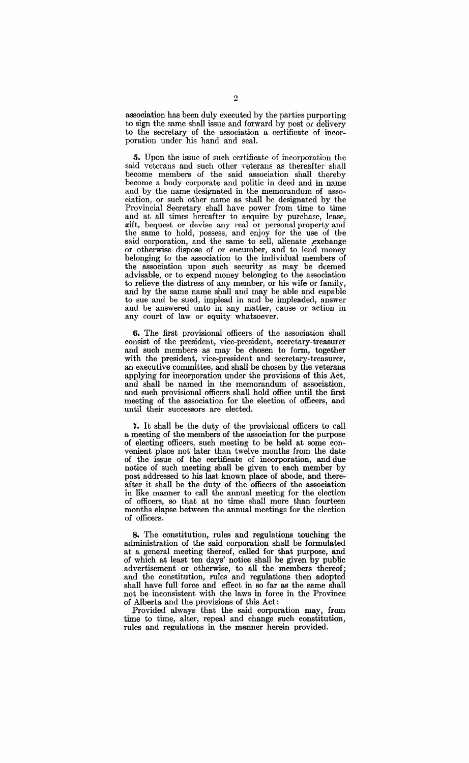association has been duly executed by the parties purporting to sign the same shall issue and forward by post or delivery to the secretary of the association a certificate of incorporation under his hand and seal.

**5.** Upon the issue of such certificate of incorporation the said veterans and such other veterans as thereafter shall become members of the said association shall thereby become a body corporate and politic in deed and in name and by the name designated in the memorandum of association, or such other name as shall be designated by the Provincial Secretary shall have power from time to time and at all times hereafter to acquire by purchase, lease, gift, bequest or devise any real or personal property and the same to hold, possess, and enjoy for the use of the said corporation, and the same to sell, alienate exchange or otherwise dispose of or encumber, and to lend money belonging to the association to the individual members of the association upon such security as may be deemed advisable, or to expend money belonging to the association to relieve the distress of any member, or his wife or family, and by the same name shall and may be able and capable to sue and be sued, implead in and be impleaded, answer and be answered unto in any matter, cause or action in any court of law or equity whatsoever.

**6.** The first provisional officers of the association shall consist of the president, vice-president, secretary-treasurer and such members as may be chosen to form, together with the president, vice-president and secretary-treasurer, an executive committee, and shall be chosen by the veterans applying for incorporation under the provisions of this Act, and shall be named in the memorandum of association, and such provisional officers shall hold office until the first meeting of the association for the election of officers, and until their successors are elected.

**7.** It shall be the duty of the provisional officers to call a meeting of the members of the association for the purpose of electing officers, such meeting to be held at some convenient place not later than twelve months from the date of the issue of the certificate of incorporation, and due notice of such meeting shall be given to each member by post addressed to his last known place of abode, and thereafter it shall be the duty of the officers of the association in like manner to call the annual meeting for the election of officers, so that at no time shall more than fourteen months elapse between the annual meetings for the election of officers.

**8.** The constitution, rules and regulations touching the administration of the said corporation shall be formulated at a general meeting thereof, called for that purpose, and of which at least ten days' notice shall be given by public advertisement or otherwise, to all the members thereof; and the constitution, rules and regulations then adopted shall have full force and effect in so far as the same shall not be inconsistent with the laws in force in the Province of Alberta and the provisions of this Act:

Provided always that the said corporation may, from time to time, alter, repeal and change such constitution, rules and regulations in the manner herein provided.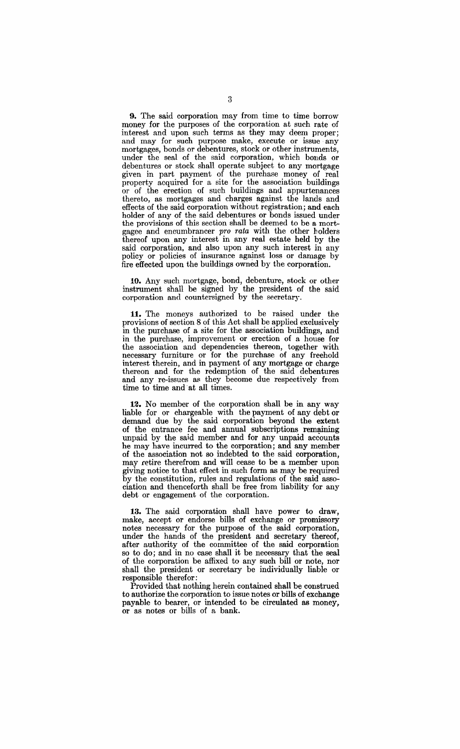**9.** The said corporation may from time to time borrow money for the purposes of the corporation at such rate of interest and upon such terms as they may deem proper; and may for such purpose make, execute or issue any mortgages, bonds or debentures, stock or other instruments, under the seal of the said corporation, which bonds or debentures or stock shall operate subject to any mortgage given in part payment of the purchase money of real property acquired for a site for the association buildings or of the erection of such buildings and appurtenances thereto, as mortgages and charges against the lands and effects of the said corporation without registration; and each holder of any of the said debentures or bonds issued under the provisions of this section shall be deemed to be a mortgagee and encumbrancer *pro rata* with the other holders thereof upon any interest in any real estate held by the said corporation, and also upon any such interest in any policy or policies of insurance against loss or damage by fire effected upon the buildings owned by the corporation.

**10.** Any such mortgage, bond, debenture, stock or other instrument shall be signed by the president of the said corporation and countersigned by the secretary.

**11.** The moneys authorized to be raised under the provisions of section 8 of this Act shall be applied exclusively in the purchase of a site for the association buildings, and in the purchase, improvement or erection of a house for the association and dependencies thereon, together with necessary furniture or for the purchase of any freehold interest therein, and in payment of any mortgage or charge thereon and for the redemption of the said debentures and any re-issues as they become due respectively from time to time and at all times.

**12.** No member of the corporation shall be in any way liable for or chargeable with the payment of any debt or demand due by the said corporation beyond the extent of the entrance fee and annual subscriptions remaining unpaid by the said member and for any unpaid accounts he may have incurred to the corporation; and any member of the association not so indebted to the said corporation, may retire therefrom and will cease to be a member upon giving notice to that effect in such form as may be required by the constitution, rules and regulations of the said association and thenceforth shall be free from liability for any debt or engagement of the corporation.

**13.** The said corporation shall have power to draw, make, accept or endorse bills of exchange or promissory notes necessary for the purpose of the said corporation, under the hands of the president and secretary thereof, after authority of the committee of the said corporation so to do; and in no case shall it be necessary that the seal of the corporation be affixed to any such bill or note, nor shall the president or secretary be individually liable or responsible therefor:

Provided that nothing herein contained shall be construed to authorize the corporation to issue notes or bills of exchange payable to bearer, or intended to be circulated as money, or as notes or bills of a bank.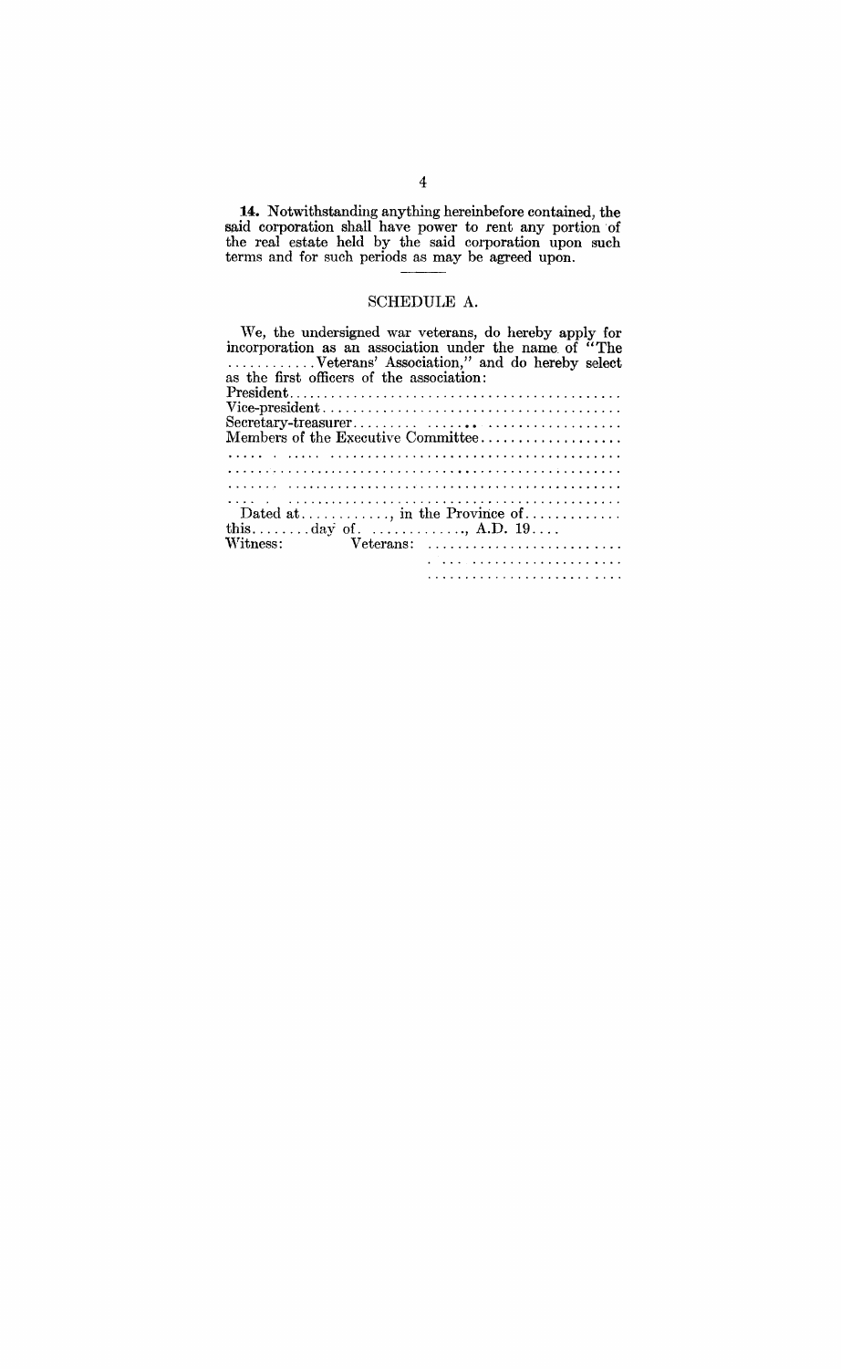**14.** Notwithstanding anything hereinbefore contained, the said corporation shall have power to rent any portion of the real estate held by the said corporation upon such terms and for such periods as may be agreed upon.

## SCHEDULE A.

We, the undersigned war veterans, do hereby apply for incorporation as an association under the name of "The ............Veterans' Association," and do hereby select as the first officers of the association:

President............................................

Vice-president.......................................

Secretary-treasurer......... ........ ..................

Members of the Executive Committee..................

..... . ..... .......................................

....................................................

....... ............................................

.... . .............................................

Dated at............, in the Province of.............
this........day of. ............., A.D. 19....

Witness: Veterans: ..........................

. ... .....................

..........................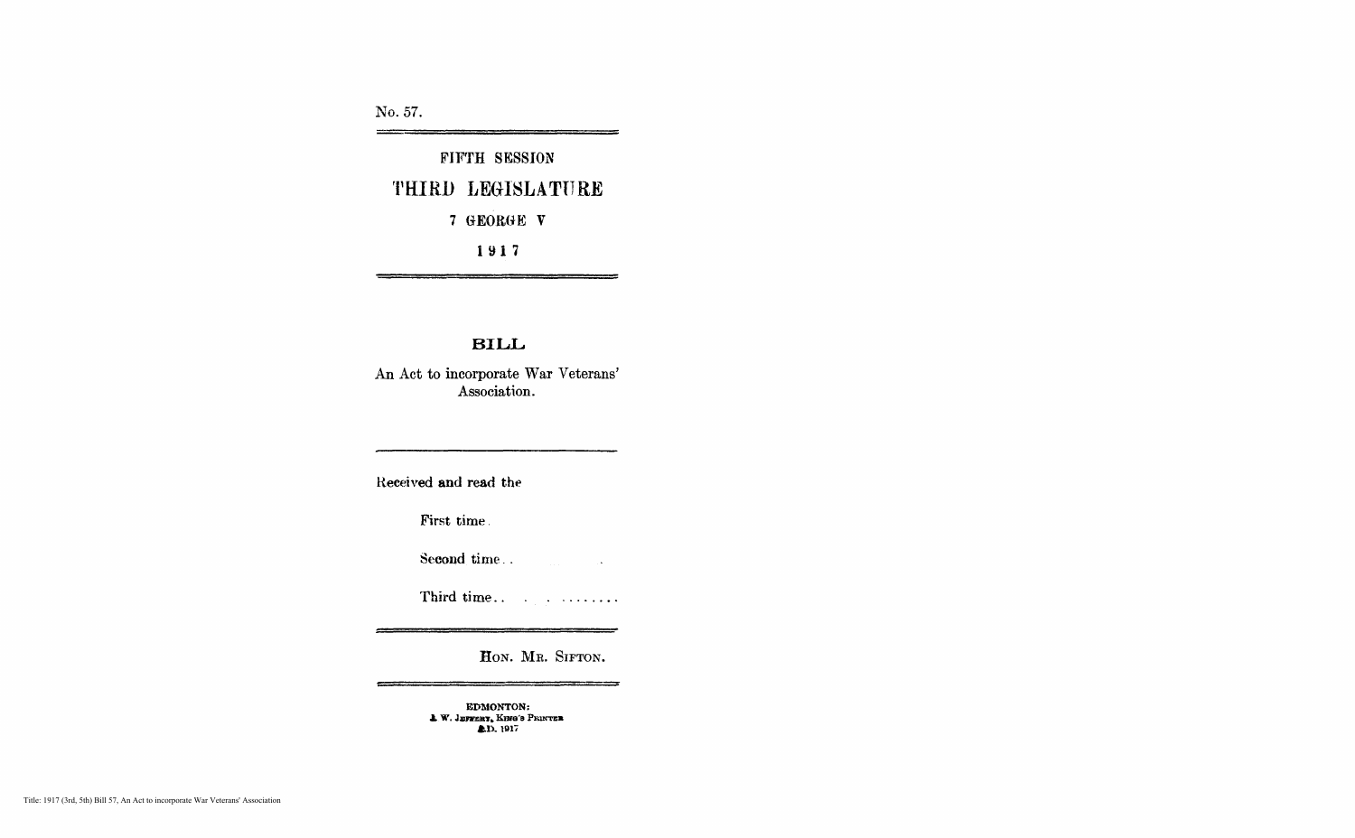No. 57.

FIFTH SESSION

THIRD LEGISLATURE

7 GEORGE V

1917

# BILL

An Act to incorporate War Veterans' Association.

Received and read the

First time.

Second time..

Third time..........

HON. MR. SIFTON.

EDMONTON:
J. W. JEFFERY, KING'S PRINTER
A.D. 1917

Title: 1917 (3rd, 5th) Bill 57, An Act to incorporate War Veterans' Association